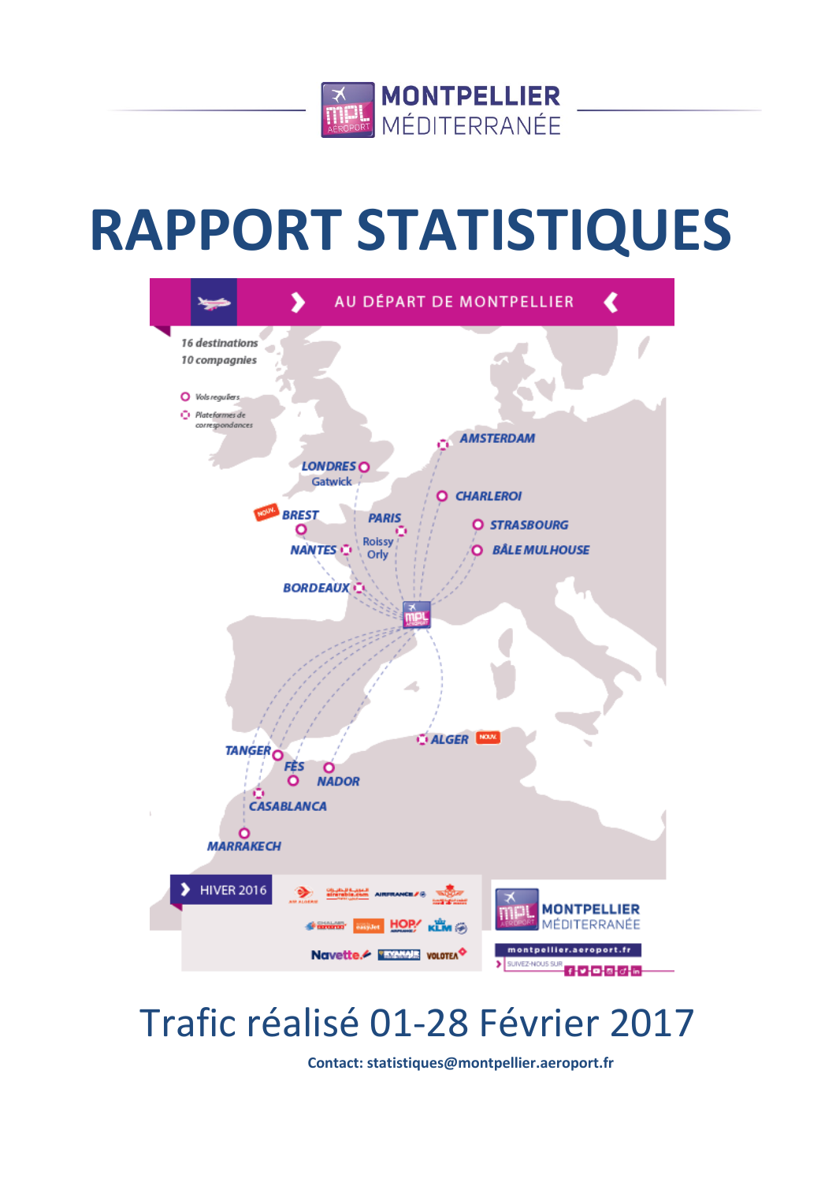# RAPPORT STATISTIQUES

AU DÉPART DE MONTPELLIER

16 destinations
10 compagnies

Vols réguliers
Plateformes de correspondances

AMSTERDAM
LONDRES Gatwick
CHARLEROI
BREST (NOUV.)
PARIS Roissy Orly
STRASBOURG
NANTES
BÂLE MULHOUSE
BORDEAUX
ALGER (NOUV.)
TANGER
FÈS
NADOR
CASABLANCA
MARRAKECH

HIVER 2016

MONTPELLIER MÉDITERRANÉE

montpellier.aeroport.fr

SUIVEZ-NOUS SUR

## Trafic réalisé 01-28 Février 2017

**Contact: statistiques@montpellier.aeroport.fr**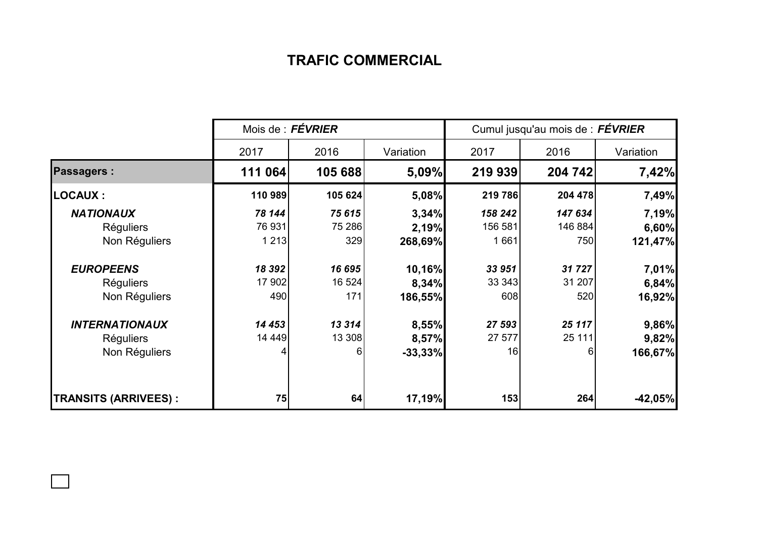# TRAFIC COMMERCIAL

| | Mois de : ***FÉVRIER*** | | | Cumul jusqu'au mois de : ***FÉVRIER*** | | |
|---|---|---|---|---|---|---|
| | 2017 | 2016 | Variation | 2017 | 2016 | Variation |
| **Passagers :** | **111 064** | **105 688** | **5,09%** | **219 939** | **204 742** | **7,42%** |
| **LOCAUX :** | **110 989** | **105 624** | **5,08%** | **219 786** | **204 478** | **7,49%** |
| ***NATIONAUX*** | ***78 144*** | ***75 615*** | **3,34%** | ***158 242*** | ***147 634*** | **7,19%** |
| Réguliers | 76 931 | 75 286 | **2,19%** | 156 581 | 146 884 | **6,60%** |
| Non Réguliers | 1 213 | 329 | **268,69%** | 1 661 | 750 | **121,47%** |
| ***EUROPEENS*** | ***18 392*** | ***16 695*** | **10,16%** | ***33 951*** | ***31 727*** | **7,01%** |
| Réguliers | 17 902 | 16 524 | **8,34%** | 33 343 | 31 207 | **6,84%** |
| Non Réguliers | 490 | 171 | **186,55%** | 608 | 520 | **16,92%** |
| ***INTERNATIONAUX*** | ***14 453*** | ***13 314*** | **8,55%** | ***27 593*** | ***25 117*** | **9,86%** |
| Réguliers | 14 449 | 13 308 | **8,57%** | 27 577 | 25 111 | **9,82%** |
| Non Réguliers | 4 | 6 | **-33,33%** | 16 | 6 | **166,67%** |
| **TRANSITS (ARRIVEES) :** | **75** | **64** | **17,19%** | **153** | **264** | **-42,05%** |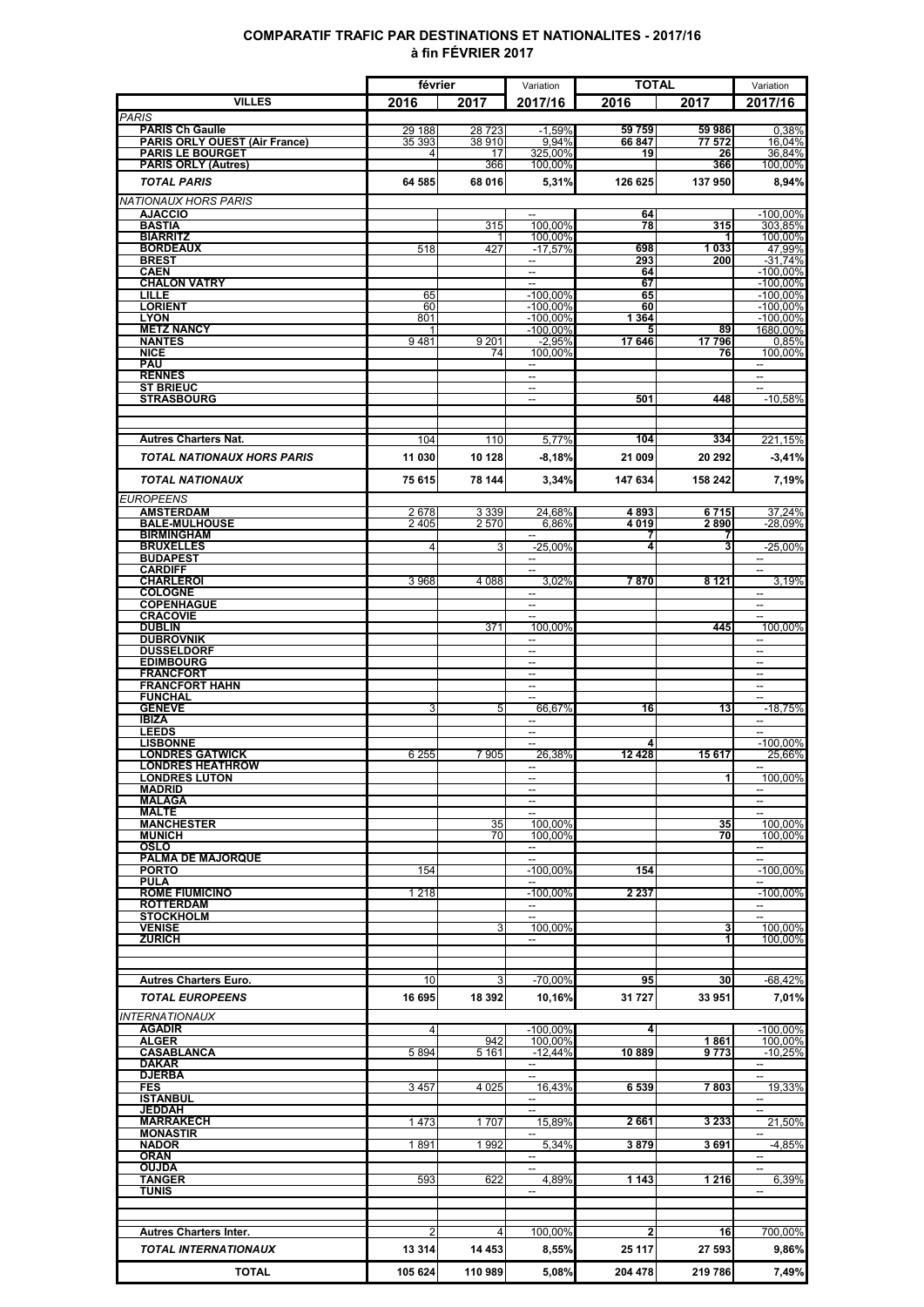# COMPARATIF TRAFIC PAR DESTINATIONS ET NATIONALITES - 2017/16
## à fin FÉVRIER 2017

| VILLES | février 2016 | février 2017 | Variation 2017/16 | TOTAL 2016 | TOTAL 2017 | Variation 2017/16 |
|---|---|---|---|---|---|---|
| *PARIS* | | | | | | |
| **PARIS Ch Gaulle** | 29 188 | 28 723 | -1,59% | 59 759 | 59 986 | 0,38% |
| **PARIS ORLY OUEST (Air France)** | 35 393 | 38 910 | 9,94% | 66 847 | 77 572 | 16,04% |
| **PARIS LE BOURGET** | 4 | 17 | 325,00% | 19 | 26 | 36,84% |
| **PARIS ORLY (Autres)** | | 366 | 100,00% | | 366 | 100,00% |
| ***TOTAL PARIS*** | **64 585** | **68 016** | **5,31%** | **126 625** | **137 950** | **8,94%** |
| *NATIONAUX HORS PARIS* | | | | | | |
| **AJACCIO** | | | -- | 64 | | -100,00% |
| **BASTIA** | | 315 | 100,00% | 78 | 315 | 303,85% |
| **BIARRITZ** | | 1 | 100,00% | | 1 | 100,00% |
| **BORDEAUX** | 518 | 427 | -17,57% | 698 | 1 033 | 47,99% |
| **BREST** | | | -- | 293 | 200 | -31,74% |
| **CAEN** | | | -- | 64 | | -100,00% |
| **CHALON VATRY** | | | -- | 67 | | -100,00% |
| **LILLE** | 65 | | -100,00% | 65 | | -100,00% |
| **LORIENT** | 60 | | -100,00% | 60 | | -100,00% |
| **LYON** | 801 | | -100,00% | 1 364 | | -100,00% |
| **METZ NANCY** | 1 | | -100,00% | 5 | 89 | 1680,00% |
| **NANTES** | 9 481 | 9 201 | -2,95% | 17 646 | 17 796 | 0,85% |
| **NICE** | | 74 | 100,00% | | 76 | 100,00% |
| **PAU** | | | -- | | | -- |
| **RENNES** | | | -- | | | -- |
| **ST BRIEUC** | | | -- | | | -- |
| **STRASBOURG** | | | -- | 501 | 448 | -10,58% |
| **Autres Charters Nat.** | 104 | 110 | 5,77% | 104 | 334 | 221,15% |
| ***TOTAL NATIONAUX HORS PARIS*** | **11 030** | **10 128** | **-8,18%** | **21 009** | **20 292** | **-3,41%** |
| ***TOTAL NATIONAUX*** | **75 615** | **78 144** | **3,34%** | **147 634** | **158 242** | **7,19%** |
| *EUROPEENS* | | | | | | |
| **AMSTERDAM** | 2 678 | 3 339 | 24,68% | 4 893 | 6 715 | 37,24% |
| **BALE-MULHOUSE** | 2 405 | 2 570 | 6,86% | 4 019 | 2 890 | -28,09% |
| **BIRMINGHAM** | | | -- | 7 | 7 | |
| **BRUXELLES** | 4 | 3 | -25,00% | 4 | 3 | -25,00% |
| **BUDAPEST** | | | -- | | | -- |
| **CARDIFF** | | | -- | | | -- |
| **CHARLEROI** | 3 968 | 4 088 | 3,02% | 7 870 | 8 121 | 3,19% |
| **COLOGNE** | | | -- | | | -- |
| **COPENHAGUE** | | | -- | | | -- |
| **CRACOVIE** | | | -- | | | -- |
| **DUBLIN** | | 371 | 100,00% | | 445 | 100,00% |
| **DUBROVNIK** | | | -- | | | -- |
| **DUSSELDORF** | | | -- | | | -- |
| **EDIMBOURG** | | | -- | | | -- |
| **FRANCFORT** | | | -- | | | -- |
| **FRANCFORT HAHN** | | | -- | | | -- |
| **FUNCHAL** | | | -- | | | -- |
| **GENEVE** | 3 | 5 | 66,67% | 16 | 13 | -18,75% |
| **IBIZA** | | | -- | | | -- |
| **LEEDS** | | | -- | | | -- |
| **LISBONNE** | | | -- | 4 | | -100,00% |
| **LONDRES GATWICK** | 6 255 | 7 905 | 26,38% | 12 428 | 15 617 | 25,66% |
| **LONDRES HEATHROW** | | | -- | | | -- |
| **LONDRES LUTON** | | | -- | | 1 | 100,00% |
| **MADRID** | | | -- | | | -- |
| **MALAGA** | | | -- | | | -- |
| **MALTE** | | | -- | | | -- |
| **MANCHESTER** | | 35 | 100,00% | | 35 | 100,00% |
| **MUNICH** | | 70 | 100,00% | | 70 | 100,00% |
| **OSLO** | | | -- | | | -- |
| **PALMA DE MAJORQUE** | | | -- | | | -- |
| **PORTO** | 154 | | -100,00% | 154 | | -100,00% |
| **PULA** | | | -- | | | -- |
| **ROME FIUMICINO** | 1 218 | | -100,00% | 2 237 | | -100,00% |
| **ROTTERDAM** | | | -- | | | -- |
| **STOCKHOLM** | | | -- | | | -- |
| **VENISE** | | 3 | 100,00% | | 3 | 100,00% |
| **ZURICH** | | | -- | | 1 | 100,00% |
| **Autres Charters Euro.** | 10 | 3 | -70,00% | 95 | 30 | -68,42% |
| ***TOTAL EUROPEENS*** | **16 695** | **18 392** | **10,16%** | **31 727** | **33 951** | **7,01%** |
| *INTERNATIONAUX* | | | | | | |
| **AGADIR** | 4 | | -100,00% | 4 | | -100,00% |
| **ALGER** | | 942 | 100,00% | | 1 861 | 100,00% |
| **CASABLANCA** | 5 894 | 5 161 | -12,44% | 10 889 | 9 773 | -10,25% |
| **DAKAR** | | | -- | | | -- |
| **DJERBA** | | | -- | | | -- |
| **FES** | 3 457 | 4 025 | 16,43% | 6 539 | 7 803 | 19,33% |
| **ISTANBUL** | | | -- | | | -- |
| **JEDDAH** | | | -- | | | -- |
| **MARRAKECH** | 1 473 | 1 707 | 15,89% | 2 661 | 3 233 | 21,50% |
| **MONASTIR** | | | -- | | | -- |
| **NADOR** | 1 891 | 1 992 | 5,34% | 3 879 | 3 691 | -4,85% |
| **ORAN** | | | -- | | | -- |
| **OUJDA** | | | -- | | | -- |
| **TANGER** | 593 | 622 | 4,89% | 1 143 | 1 216 | 6,39% |
| **TUNIS** | | | -- | | | -- |
| **Autres Charters Inter.** | 2 | 4 | 100,00% | 2 | 16 | 700,00% |
| ***TOTAL INTERNATIONAUX*** | **13 314** | **14 453** | **8,55%** | **25 117** | **27 593** | **9,86%** |
| **TOTAL** | **105 624** | **110 989** | **5,08%** | **204 478** | **219 786** | **7,49%** |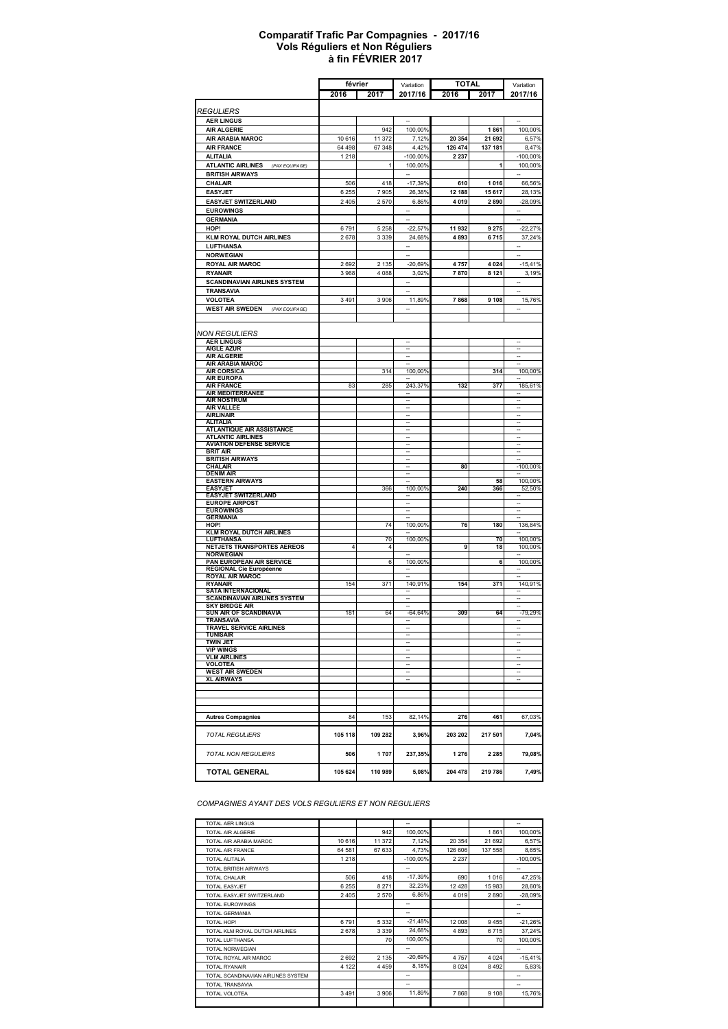# Comparatif Trafic Par Compagnies - 2017/16
## Vols Réguliers et Non Réguliers
## à fin FÉVRIER 2017

| | février | | Variation | TOTAL | | Variation |
|---|---|---|---|---|---|---|
| | 2016 | 2017 | 2017/16 | 2016 | 2017 | 2017/16 |
| *REGULIERS* | | | | | | |
| AER LINGUS | | | -- | | | -- |
| AIR ALGERIE | | 942 | 100,00% | | 1 861 | 100,00% |
| AIR ARABIA MAROC | 10 616 | 11 372 | 7,12% | 20 354 | 21 692 | 6,57% |
| AIR FRANCE | 64 498 | 67 348 | 4,42% | 126 474 | 137 181 | 8,47% |
| ALITALIA | 1 218 | | -100,00% | 2 237 | | -100,00% |
| ATLANTIC AIRLINES *(PAX EQUIPAGE)* | | 1 | 100,00% | | 1 | 100,00% |
| BRITISH AIRWAYS | | | -- | | | -- |
| CHALAIR | 506 | 418 | -17,39% | 610 | 1 016 | 66,56% |
| EASYJET | 6 255 | 7 905 | 26,38% | 12 188 | 15 617 | 28,13% |
| EASYJET SWITZERLAND | 2 405 | 2 570 | 6,86% | 4 019 | 2 890 | -28,09% |
| EUROWINGS | | | -- | | | -- |
| GERMANIA | | | -- | | | -- |
| HOP! | 6 791 | 5 258 | -22,57% | 11 932 | 9 275 | -22,27% |
| KLM ROYAL DUTCH AIRLINES | 2 678 | 3 339 | 24,68% | 4 893 | 6 715 | 37,24% |
| LUFTHANSA | | | -- | | | -- |
| NORWEGIAN | | | -- | | | -- |
| ROYAL AIR MAROC | 2 692 | 2 135 | -20,69% | 4 757 | 4 024 | -15,41% |
| RYANAIR | 3 968 | 4 088 | 3,02% | 7 870 | 8 121 | 3,19% |
| SCANDINAVIAN AIRLINES SYSTEM | | | -- | | | -- |
| TRANSAVIA | | | -- | | | -- |
| VOLOTEA | 3 491 | 3 906 | 11,89% | 7 868 | 9 108 | 15,76% |
| WEST AIR SWEDEN *(PAX EQUIPAGE)* | | | -- | | | -- |
| *NON REGULIERS* | | | | | | |
| AER LINGUS | | | -- | | | -- |
| AIGLE AZUR | | | -- | | | -- |
| AIR ALGERIE | | | -- | | | -- |
| AIR ARABIA MAROC | | | -- | | | -- |
| AIR CORSICA | | 314 | 100,00% | | 314 | 100,00% |
| AIR EUROPA | | | -- | | | -- |
| AIR FRANCE | 83 | 285 | 243,37% | 132 | 377 | 185,61% |
| AIR MEDITERRANEE | | | -- | | | -- |
| AIR NOSTRUM | | | -- | | | -- |
| AIR VALLEE | | | -- | | | -- |
| AIRLINAIR | | | -- | | | -- |
| ALITALIA | | | -- | | | -- |
| ATLANTIQUE AIR ASSISTANCE | | | -- | | | -- |
| ATLANTIC AIRLINES | | | -- | | | -- |
| AVIATION DEFENSE SERVICE | | | -- | | | -- |
| BRIT AIR | | | -- | | | -- |
| BRITISH AIRWAYS | | | -- | | | -- |
| CHALAIR | | | -- | 80 | | -100,00% |
| DENIM AIR | | | -- | | | -- |
| EASTERN AIRWAYS | | | -- | | 58 | 100,00% |
| EASYJET | | 366 | 100,00% | 240 | 366 | 52,50% |
| EASYJET SWITZERLAND | | | -- | | | -- |
| EUROPE AIRPOST | | | -- | | | -- |
| EUROWINGS | | | -- | | | -- |
| GERMANIA | | | -- | | | -- |
| HOP! | | 74 | 100,00% | 76 | 180 | 136,84% |
| KLM ROYAL DUTCH AIRLINES | | | -- | | | -- |
| LUFTHANSA | | 70 | 100,00% | | 70 | 100,00% |
| NETJETS TRANSPORTES AEREOS | 4 | 4 | | 9 | 18 | 100,00% |
| NORWEGIAN | | | -- | | | -- |
| PAN EUROPEAN AIR SERVICE | | 6 | 100,00% | | 6 | 100,00% |
| REGIONAL Cie Européenne | | | -- | | | -- |
| ROYAL AIR MAROC | | | -- | | | -- |
| RYANAIR | 154 | 371 | 140,91% | 154 | 371 | 140,91% |
| SATA INTERNACIONAL | | | -- | | | -- |
| SCANDINAVIAN AIRLINES SYSTEM | | | -- | | | -- |
| SKY BRIDGE AIR | | | -- | | | -- |
| SUN AIR OF SCANDINAVIA | 181 | 64 | -64,64% | 309 | 64 | -79,29% |
| TRANSAVIA | | | -- | | | -- |
| TRAVEL SERVICE AIRLINES | | | -- | | | -- |
| TUNISAIR | | | -- | | | -- |
| TWIN JET | | | -- | | | -- |
| VIP WINGS | | | -- | | | -- |
| VLM AIRLINES | | | -- | | | -- |
| VOLOTEA | | | -- | | | -- |
| WEST AIR SWEDEN | | | -- | | | -- |
| XL AIRWAYS | | | -- | | | -- |
| Autres Compagnies | 84 | 153 | 82,14% | 276 | 461 | 67,03% |
| *TOTAL REGULIERS* | 105 118 | 109 282 | 3,96% | 203 202 | 217 501 | 7,04% |
| *TOTAL NON REGULIERS* | 506 | 1 707 | 237,35% | 1 276 | 2 285 | 79,08% |
| **TOTAL GENERAL** | 105 624 | 110 989 | 5,08% | 204 478 | 219 786 | 7,49% |

*COMPAGNIES AYANT DES VOLS REGULIERS ET NON REGULIERS*

| | février 2016 | février 2017 | Variation 2017/16 | TOTAL 2016 | TOTAL 2017 | Variation 2017/16 |
|---|---|---|---|---|---|---|
| TOTAL AER LINGUS | | | -- | | | -- |
| TOTAL AIR ALGERIE | | 942 | 100,00% | | 1 861 | 100,00% |
| TOTAL AIR ARABIA MAROC | 10 616 | 11 372 | 7,12% | 20 354 | 21 692 | 6,57% |
| TOTAL AIR FRANCE | 64 581 | 67 633 | 4,73% | 126 606 | 137 558 | 8,65% |
| TOTAL ALITALIA | 1 218 | | -100,00% | 2 237 | | -100,00% |
| TOTAL BRITISH AIRWAYS | | | -- | | | -- |
| TOTAL CHALAIR | 506 | 418 | -17,39% | 690 | 1 016 | 47,25% |
| TOTAL EASYJET | 6 255 | 8 271 | 32,23% | 12 428 | 15 983 | 28,60% |
| TOTAL EASYJET SWITZERLAND | 2 405 | 2 570 | 6,86% | 4 019 | 2 890 | -28,09% |
| TOTAL EUROWINGS | | | -- | | | -- |
| TOTAL GERMANIA | | | -- | | | -- |
| TOTAL HOP! | 6 791 | 5 332 | -21,48% | 12 008 | 9 455 | -21,26% |
| TOTAL KLM ROYAL DUTCH AIRLINES | 2 678 | 3 339 | 24,68% | 4 893 | 6 715 | 37,24% |
| TOTAL LUFTHANSA | | 70 | 100,00% | | 70 | 100,00% |
| TOTAL NORWEGIAN | | | -- | | | -- |
| TOTAL ROYAL AIR MAROC | 2 692 | 2 135 | -20,69% | 4 757 | 4 024 | -15,41% |
| TOTAL RYANAIR | 4 122 | 4 459 | 8,18% | 8 024 | 8 492 | 5,83% |
| TOTAL SCANDINAVIAN AIRLINES SYSTEM | | | -- | | | -- |
| TOTAL TRANSAVIA | | | -- | | | -- |
| TOTAL VOLOTEA | 3 491 | 3 906 | 11,89% | 7 868 | 9 108 | 15,76% |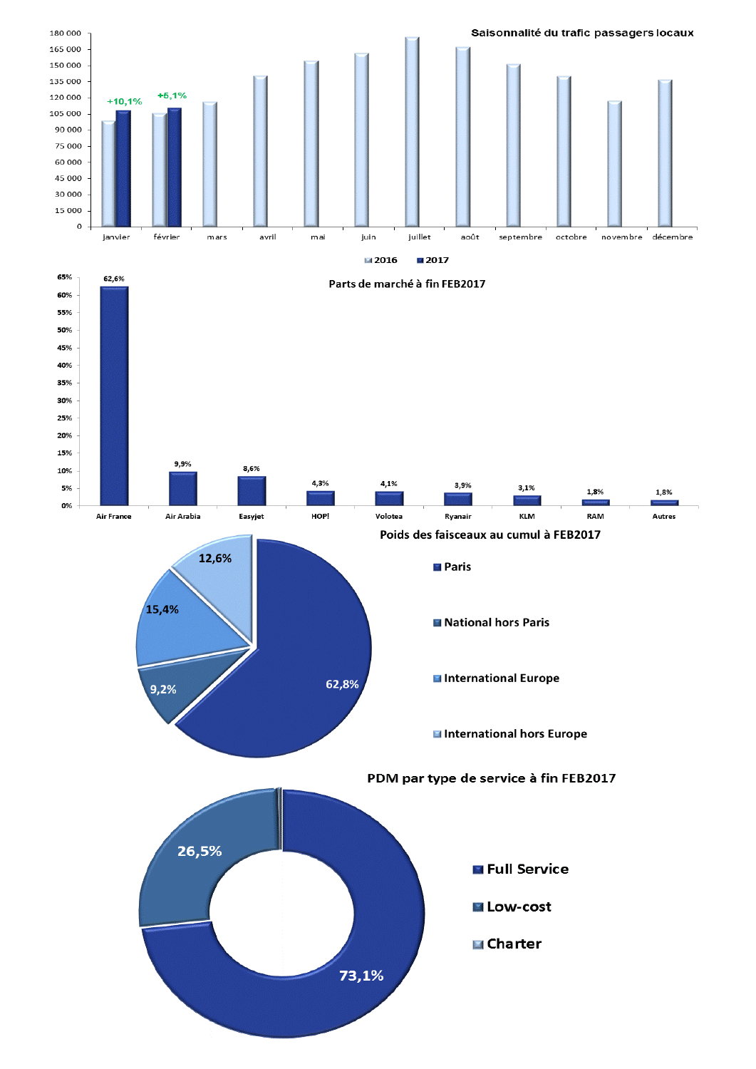Saisonnalité du trafic passagers locaux

180 000
165 000
150 000
135 000
120 000
105 000
90 000
75 000
60 000
45 000
30 000
15 000
0

+10,1%
+6,1%

janvier février mars avril mai juin juillet août septembre octobre novembre décembre

2016 2017

Parts de marché à fin FEB2017

65%
60%
55%
50%
45%
40%
35%
30%
25%
20%
15%
10%
5%
0%

62,6% 9,9% 8,6% 4,3% 4,1% 3,9% 3,1% 1,8% 1,8%

Air France Air Arabia Easyjet HOP! Volotea Ryanair KLM RAM Autres

Poids des faisceaux au cumul à FEB2017

62,8% 9,2% 15,4% 12,6%

Paris
National hors Paris
International Europe
International hors Europe

PDM par type de service à fin FEB2017

73,1% 26,5%

Full Service
Low-cost
Charter